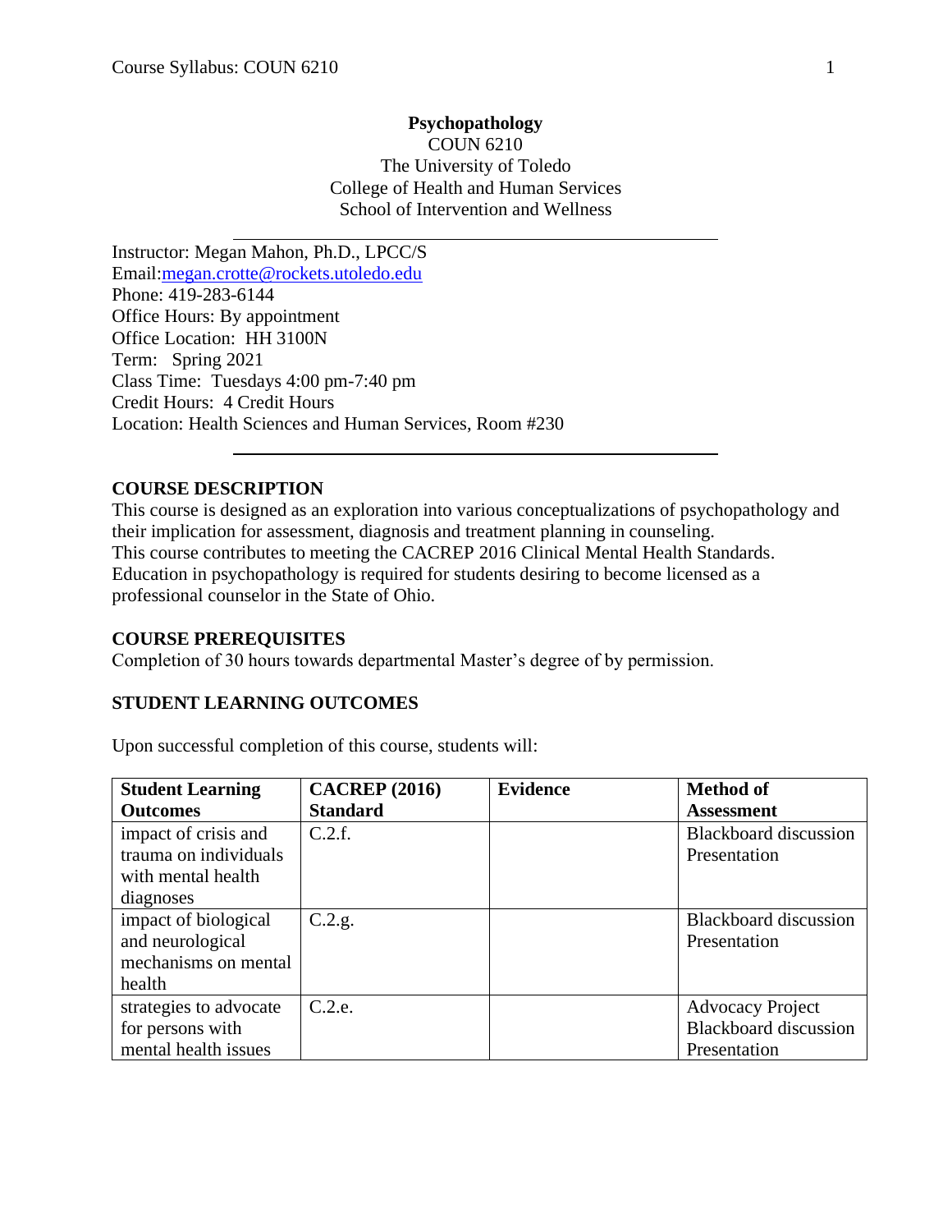# Psychopathology

COUN 6210
The University of Toledo
College of Health and Human Services
School of Intervention and Wellness

---

Instructor: Megan Mahon, Ph.D., LPCC/S
Email:megan.crotte@rockets.utoledo.edu
Phone: 419-283-6144
Office Hours: By appointment
Office Location: HH 3100N
Term: Spring 2021
Class Time: Tuesdays 4:00 pm-7:40 pm
Credit Hours: 4 Credit Hours
Location: Health Sciences and Human Services, Room #230

---

## COURSE DESCRIPTION

This course is designed as an exploration into various conceptualizations of psychopathology and their implication for assessment, diagnosis and treatment planning in counseling.
This course contributes to meeting the CACREP 2016 Clinical Mental Health Standards.
Education in psychopathology is required for students desiring to become licensed as a professional counselor in the State of Ohio.

## COURSE PREREQUISITES

Completion of 30 hours towards departmental Master's degree of by permission.

## STUDENT LEARNING OUTCOMES

Upon successful completion of this course, students will:

| Student Learning Outcomes | CACREP (2016) Standard | Evidence | Method of Assessment |
|---|---|---|---|
| impact of crisis and trauma on individuals with mental health diagnoses | C.2.f. | | Blackboard discussion<br>Presentation |
| impact of biological and neurological mechanisms on mental health | C.2.g. | | Blackboard discussion<br>Presentation |
| strategies to advocate for persons with mental health issues | C.2.e. | | Advocacy Project<br>Blackboard discussion<br>Presentation |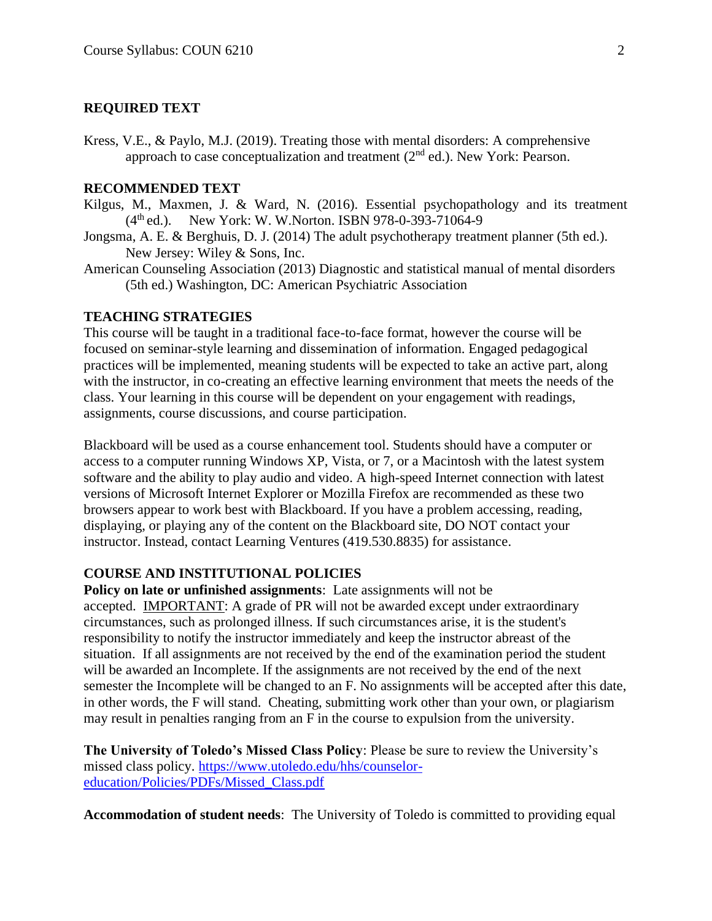## REQUIRED TEXT

Kress, V.E., & Paylo, M.J. (2019). Treating those with mental disorders: A comprehensive approach to case conceptualization and treatment (2nd ed.). New York: Pearson.

## RECOMMENDED TEXT

Kilgus, M., Maxmen, J. & Ward, N. (2016). Essential psychopathology and its treatment (4th ed.). New York: W. W.Norton. ISBN 978-0-393-71064-9

Jongsma, A. E. & Berghuis, D. J. (2014) The adult psychotherapy treatment planner (5th ed.). New Jersey: Wiley & Sons, Inc.

American Counseling Association (2013) Diagnostic and statistical manual of mental disorders (5th ed.) Washington, DC: American Psychiatric Association

## TEACHING STRATEGIES

This course will be taught in a traditional face-to-face format, however the course will be focused on seminar-style learning and dissemination of information. Engaged pedagogical practices will be implemented, meaning students will be expected to take an active part, along with the instructor, in co-creating an effective learning environment that meets the needs of the class. Your learning in this course will be dependent on your engagement with readings, assignments, course discussions, and course participation.

Blackboard will be used as a course enhancement tool. Students should have a computer or access to a computer running Windows XP, Vista, or 7, or a Macintosh with the latest system software and the ability to play audio and video. A high-speed Internet connection with latest versions of Microsoft Internet Explorer or Mozilla Firefox are recommended as these two browsers appear to work best with Blackboard. If you have a problem accessing, reading, displaying, or playing any of the content on the Blackboard site, DO NOT contact your instructor. Instead, contact Learning Ventures (419.530.8835) for assistance.

## COURSE AND INSTITUTIONAL POLICIES

**Policy on late or unfinished assignments**: Late assignments will not be accepted. IMPORTANT: A grade of PR will not be awarded except under extraordinary circumstances, such as prolonged illness. If such circumstances arise, it is the student's responsibility to notify the instructor immediately and keep the instructor abreast of the situation. If all assignments are not received by the end of the examination period the student will be awarded an Incomplete. If the assignments are not received by the end of the next semester the Incomplete will be changed to an F. No assignments will be accepted after this date, in other words, the F will stand. Cheating, submitting work other than your own, or plagiarism may result in penalties ranging from an F in the course to expulsion from the university.

**The University of Toledo's Missed Class Policy**: Please be sure to review the University's missed class policy. https://www.utoledo.edu/hhs/counselor-education/Policies/PDFs/Missed_Class.pdf

**Accommodation of student needs**: The University of Toledo is committed to providing equal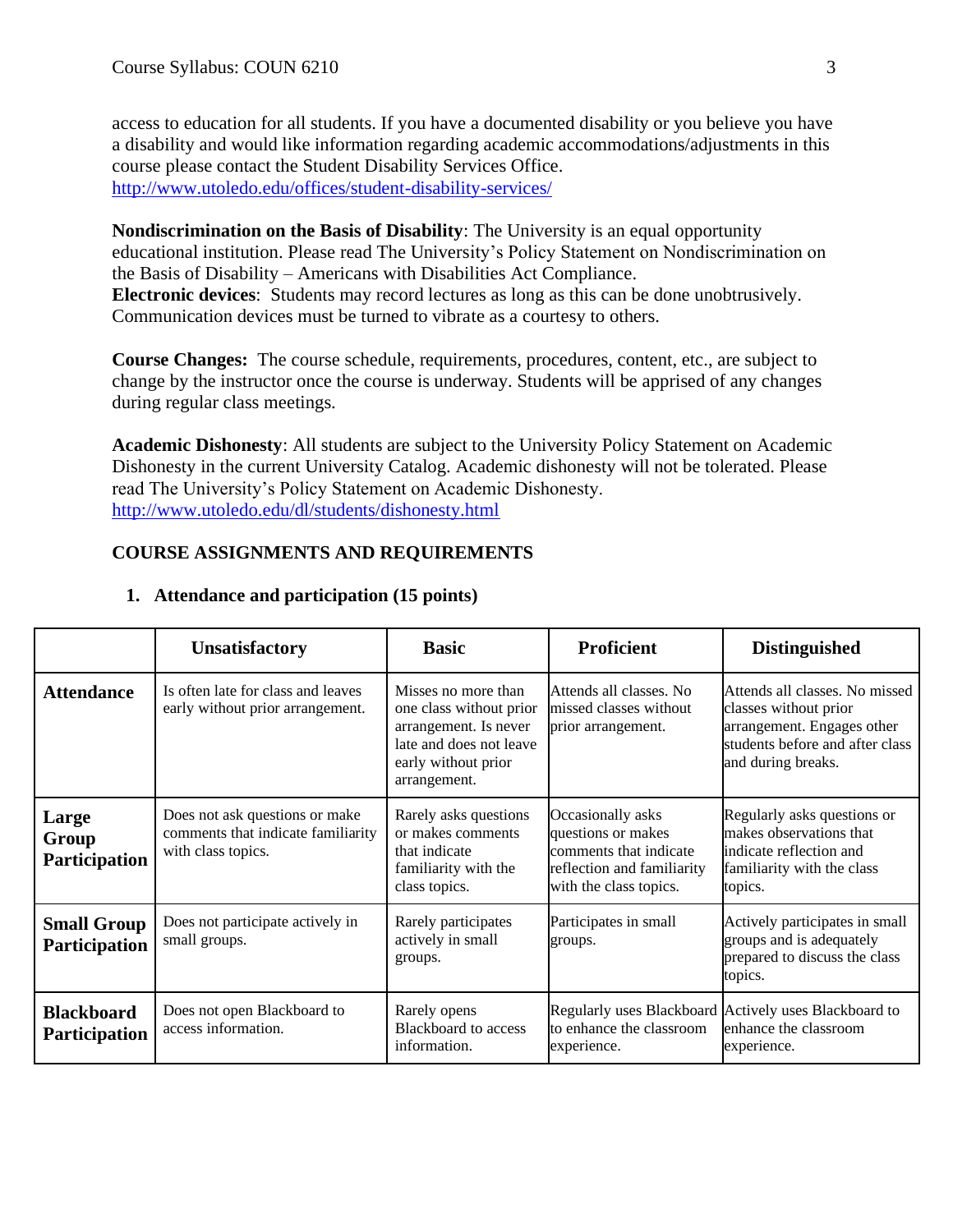access to education for all students. If you have a documented disability or you believe you have a disability and would like information regarding academic accommodations/adjustments in this course please contact the Student Disability Services Office. http://www.utoledo.edu/offices/student-disability-services/

**Nondiscrimination on the Basis of Disability**: The University is an equal opportunity educational institution. Please read The University's Policy Statement on Nondiscrimination on the Basis of Disability – Americans with Disabilities Act Compliance.
**Electronic devices**: Students may record lectures as long as this can be done unobtrusively. Communication devices must be turned to vibrate as a courtesy to others.

**Course Changes:** The course schedule, requirements, procedures, content, etc., are subject to change by the instructor once the course is underway. Students will be apprised of any changes during regular class meetings.

**Academic Dishonesty**: All students are subject to the University Policy Statement on Academic Dishonesty in the current University Catalog. Academic dishonesty will not be tolerated. Please read The University's Policy Statement on Academic Dishonesty. http://www.utoledo.edu/dl/students/dishonesty.html

## COURSE ASSIGNMENTS AND REQUIREMENTS

### 1. Attendance and participation (15 points)

| | Unsatisfactory | Basic | Proficient | Distinguished |
|---|---|---|---|---|
| **Attendance** | Is often late for class and leaves early without prior arrangement. | Misses no more than one class without prior arrangement. Is never late and does not leave early without prior arrangement. | Attends all classes. No missed classes without prior arrangement. | Attends all classes. No missed classes without prior arrangement. Engages other students before and after class and during breaks. |
| **Large Group Participation** | Does not ask questions or make comments that indicate familiarity with class topics. | Rarely asks questions or makes comments that indicate familiarity with the class topics. | Occasionally asks questions or makes comments that indicate reflection and familiarity with the class topics. | Regularly asks questions or makes observations that indicate reflection and familiarity with the class topics. |
| **Small Group Participation** | Does not participate actively in small groups. | Rarely participates actively in small groups. | Participates in small groups. | Actively participates in small groups and is adequately prepared to discuss the class topics. |
| **Blackboard Participation** | Does not open Blackboard to access information. | Rarely opens Blackboard to access information. | Regularly uses Blackboard to enhance the classroom experience. | Actively uses Blackboard to enhance the classroom experience. |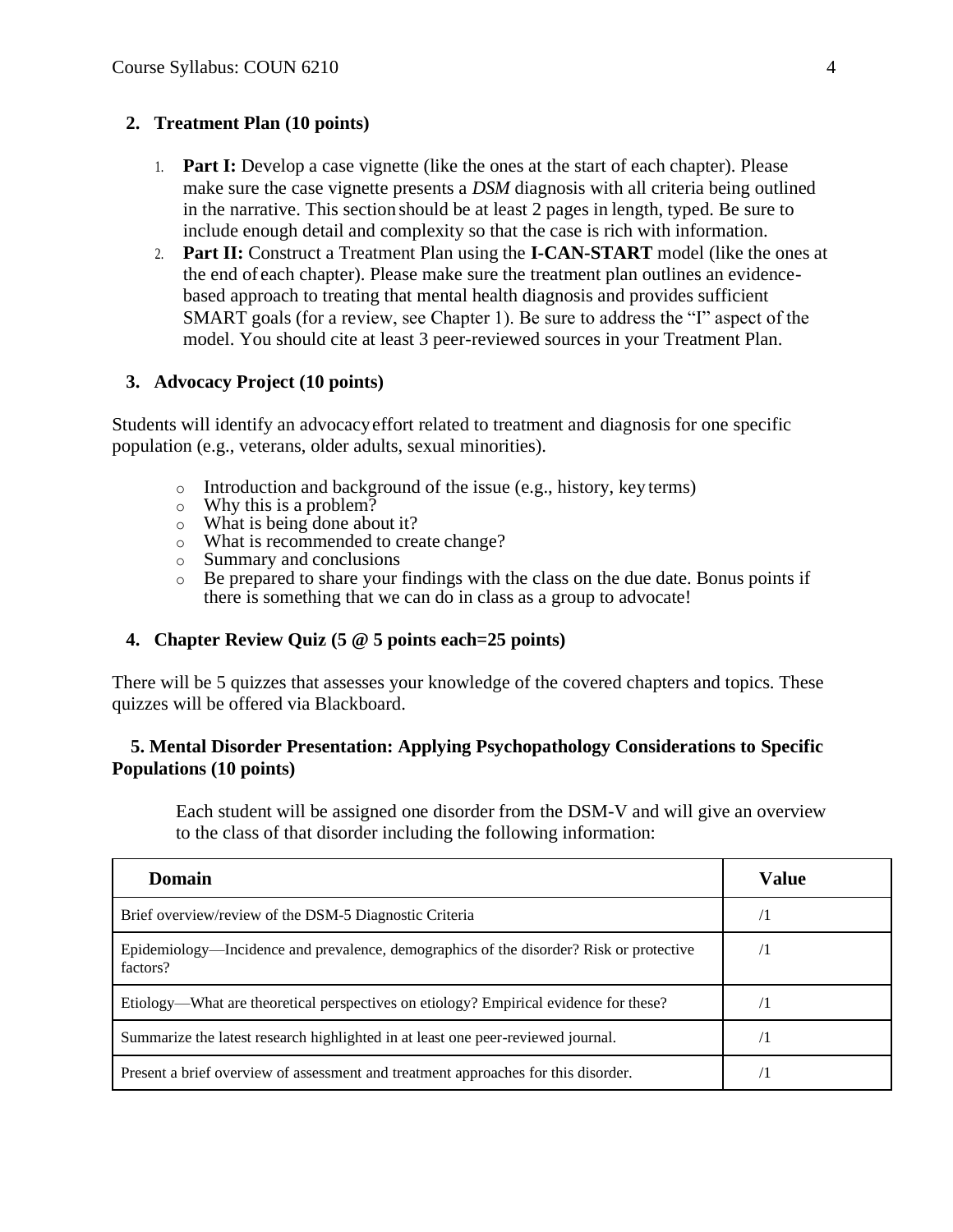## 2. Treatment Plan (10 points)

1. **Part I:** Develop a case vignette (like the ones at the start of each chapter). Please make sure the case vignette presents a *DSM* diagnosis with all criteria being outlined in the narrative. This section should be at least 2 pages in length, typed. Be sure to include enough detail and complexity so that the case is rich with information.
2. **Part II:** Construct a Treatment Plan using the **I-CAN-START** model (like the ones at the end of each chapter). Please make sure the treatment plan outlines an evidence-based approach to treating that mental health diagnosis and provides sufficient SMART goals (for a review, see Chapter 1). Be sure to address the "I" aspect of the model. You should cite at least 3 peer-reviewed sources in your Treatment Plan.

## 3. Advocacy Project (10 points)

Students will identify an advocacy effort related to treatment and diagnosis for one specific population (e.g., veterans, older adults, sexual minorities).

- Introduction and background of the issue (e.g., history, key terms)
- Why this is a problem?
- What is being done about it?
- What is recommended to create change?
- Summary and conclusions
- Be prepared to share your findings with the class on the due date. Bonus points if there is something that we can do in class as a group to advocate!

## 4. Chapter Review Quiz (5 @ 5 points each=25 points)

There will be 5 quizzes that assesses your knowledge of the covered chapters and topics. These quizzes will be offered via Blackboard.

## 5. Mental Disorder Presentation: Applying Psychopathology Considerations to Specific Populations (10 points)

Each student will be assigned one disorder from the DSM-V and will give an overview to the class of that disorder including the following information:

| Domain | Value |
|---|---|
| Brief overview/review of the DSM-5 Diagnostic Criteria | /1 |
| Epidemiology—Incidence and prevalence, demographics of the disorder? Risk or protective factors? | /1 |
| Etiology—What are theoretical perspectives on etiology? Empirical evidence for these? | /1 |
| Summarize the latest research highlighted in at least one peer-reviewed journal. | /1 |
| Present a brief overview of assessment and treatment approaches for this disorder. | /1 |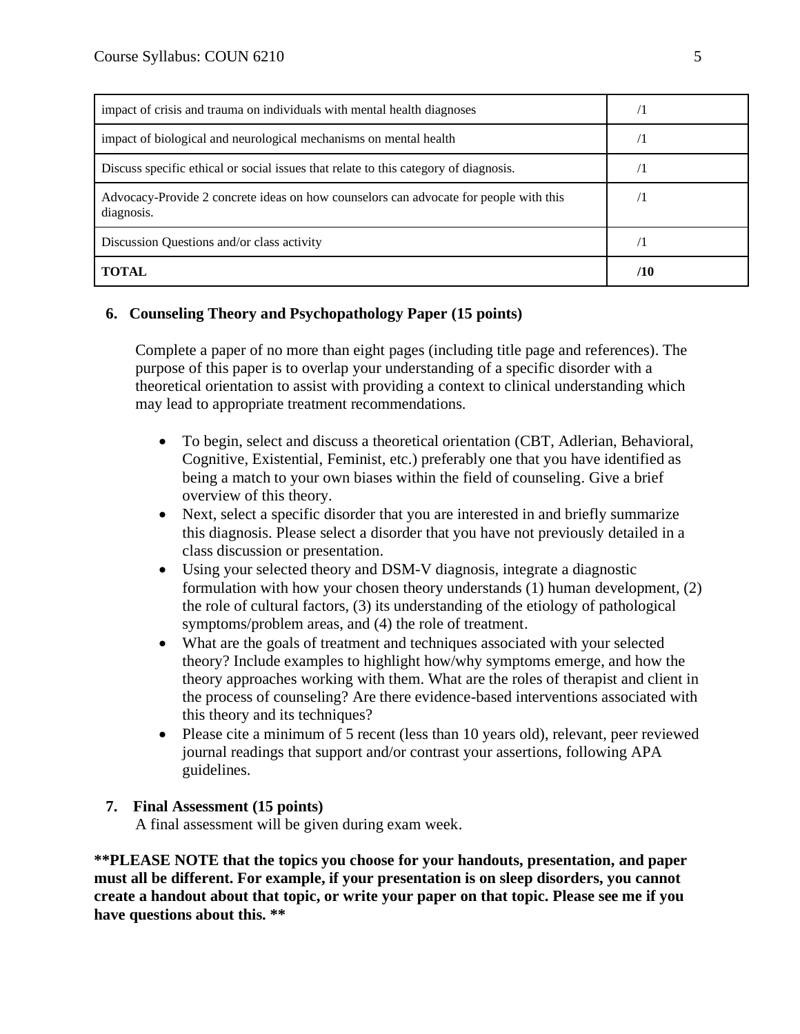| impact of crisis and trauma on individuals with mental health diagnoses | /1 |
|---|---|
| impact of biological and neurological mechanisms on mental health | /1 |
| Discuss specific ethical or social issues that relate to this category of diagnosis. | /1 |
| Advocacy-Provide 2 concrete ideas on how counselors can advocate for people with this diagnosis. | /1 |
| Discussion Questions and/or class activity | /1 |
| **TOTAL** | **/10** |

**6. Counseling Theory and Psychopathology Paper (15 points)**

Complete a paper of no more than eight pages (including title page and references). The purpose of this paper is to overlap your understanding of a specific disorder with a theoretical orientation to assist with providing a context to clinical understanding which may lead to appropriate treatment recommendations.

- To begin, select and discuss a theoretical orientation (CBT, Adlerian, Behavioral, Cognitive, Existential, Feminist, etc.) preferably one that you have identified as being a match to your own biases within the field of counseling. Give a brief overview of this theory.
- Next, select a specific disorder that you are interested in and briefly summarize this diagnosis. Please select a disorder that you have not previously detailed in a class discussion or presentation.
- Using your selected theory and DSM-V diagnosis, integrate a diagnostic formulation with how your chosen theory understands (1) human development, (2) the role of cultural factors, (3) its understanding of the etiology of pathological symptoms/problem areas, and (4) the role of treatment.
- What are the goals of treatment and techniques associated with your selected theory? Include examples to highlight how/why symptoms emerge, and how the theory approaches working with them. What are the roles of therapist and client in the process of counseling? Are there evidence-based interventions associated with this theory and its techniques?
- Please cite a minimum of 5 recent (less than 10 years old), relevant, peer reviewed journal readings that support and/or contrast your assertions, following APA guidelines.

**7. Final Assessment (15 points)**

A final assessment will be given during exam week.

**\*\*PLEASE NOTE that the topics you choose for your handouts, presentation, and paper must all be different. For example, if your presentation is on sleep disorders, you cannot create a handout about that topic, or write your paper on that topic. Please see me if you have questions about this. \*\***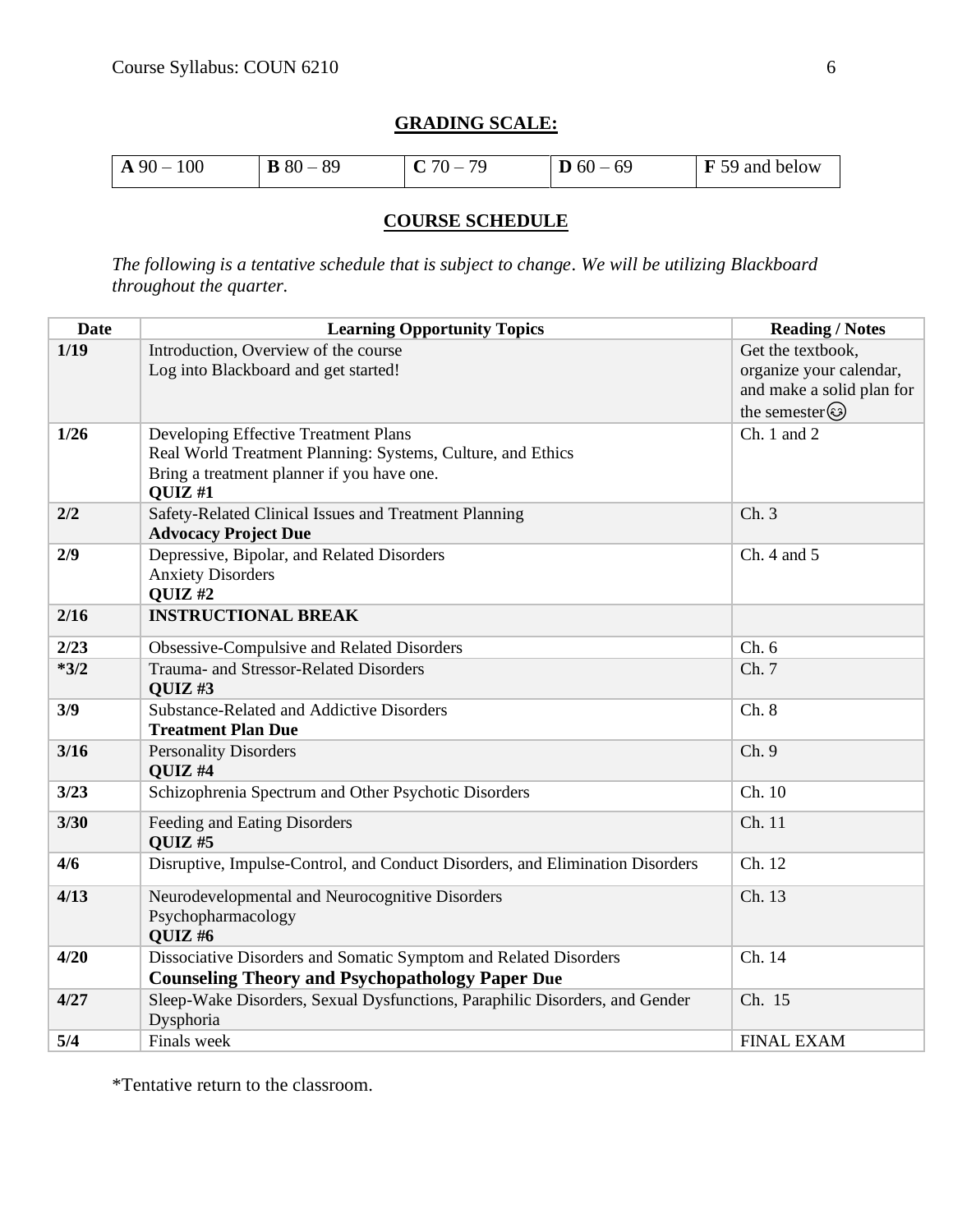## GRADING SCALE:

| | | | | |
|---|---|---|---|---|
| **A** 90 – 100 | **B** 80 – 89 | **C** 70 – 79 | **D** 60 – 69 | **F** 59 and below |

## COURSE SCHEDULE

*The following is a tentative schedule that is subject to change. We will be utilizing Blackboard throughout the quarter.*

| Date | Learning Opportunity Topics | Reading / Notes |
|---|---|---|
| **1/19** | Introduction, Overview of the course<br>Log into Blackboard and get started! | Get the textbook, organize your calendar, and make a solid plan for the semester😊 |
| **1/26** | Developing Effective Treatment Plans<br>Real World Treatment Planning: Systems, Culture, and Ethics<br>Bring a treatment planner if you have one.<br>**QUIZ #1** | Ch. 1 and 2 |
| **2/2** | Safety-Related Clinical Issues and Treatment Planning<br>**Advocacy Project Due** | Ch. 3 |
| **2/9** | Depressive, Bipolar, and Related Disorders<br>Anxiety Disorders<br>**QUIZ #2** | Ch. 4 and 5 |
| **2/16** | **INSTRUCTIONAL BREAK** | |
| **2/23** | Obsessive-Compulsive and Related Disorders | Ch. 6 |
| ***3/2** | Trauma- and Stressor-Related Disorders<br>**QUIZ #3** | Ch. 7 |
| **3/9** | Substance-Related and Addictive Disorders<br>**Treatment Plan Due** | Ch. 8 |
| **3/16** | Personality Disorders<br>**QUIZ #4** | Ch. 9 |
| **3/23** | Schizophrenia Spectrum and Other Psychotic Disorders | Ch. 10 |
| **3/30** | Feeding and Eating Disorders<br>**QUIZ #5** | Ch. 11 |
| **4/6** | Disruptive, Impulse-Control, and Conduct Disorders, and Elimination Disorders | Ch. 12 |
| **4/13** | Neurodevelopmental and Neurocognitive Disorders<br>Psychopharmacology<br>**QUIZ #6** | Ch. 13 |
| **4/20** | Dissociative Disorders and Somatic Symptom and Related Disorders<br>**Counseling Theory and Psychopathology Paper Due** | Ch. 14 |
| **4/27** | Sleep-Wake Disorders, Sexual Dysfunctions, Paraphilic Disorders, and Gender Dysphoria | Ch. 15 |
| **5/4** | Finals week | FINAL EXAM |

*Tentative return to the classroom.